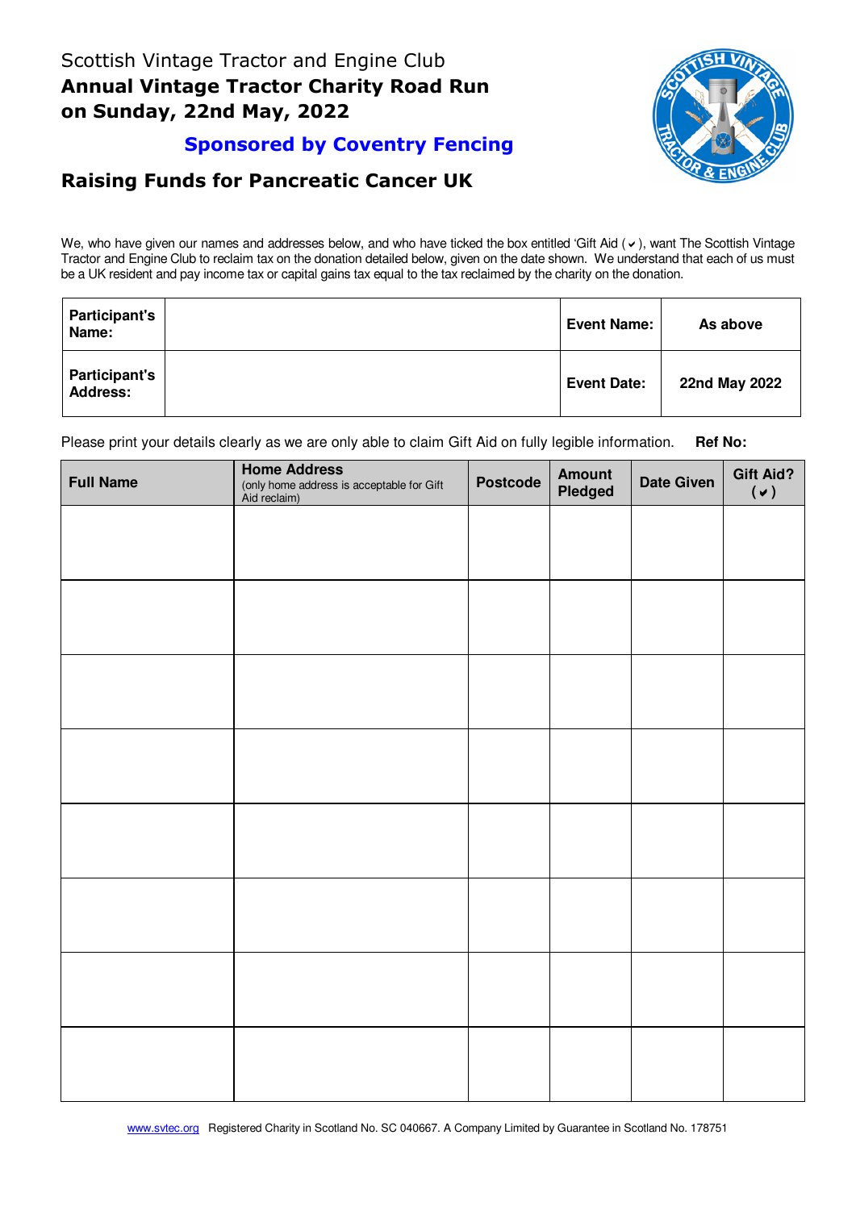Scottish Vintage Tractor and Engine Club

# Annual Vintage Tractor Charity Road Run on Sunday, 22nd May, 2022

## Sponsored by Coventry Fencing

## Raising Funds for Pancreatic Cancer UK

We, who have given our names and addresses below, and who have ticked the box entitled 'Gift Aid (✔), want The Scottish Vintage Tractor and Engine Club to reclaim tax on the donation detailed below, given on the date shown. We understand that each of us must be a UK resident and pay income tax or capital gains tax equal to the tax reclaimed by the charity on the donation.

| **Participant's Name:** | | **Event Name:** | **As above** |
|---|---|---|---|
| **Participant's Address:** | | **Event Date:** | **22nd May 2022** |

Please print your details clearly as we are only able to claim Gift Aid on fully legible information. **Ref No:**

| **Full Name** | **Home Address** (only home address is acceptable for Gift Aid reclaim) | **Postcode** | **Amount Pledged** | **Date Given** | **Gift Aid? (✔)** |
|---|---|---|---|---|---|
| | | | | | |
| | | | | | |
| | | | | | |
| | | | | | |
| | | | | | |
| | | | | | |
| | | | | | |
| | | | | | |

www.svtec.org Registered Charity in Scotland No. SC 040667. A Company Limited by Guarantee in Scotland No. 178751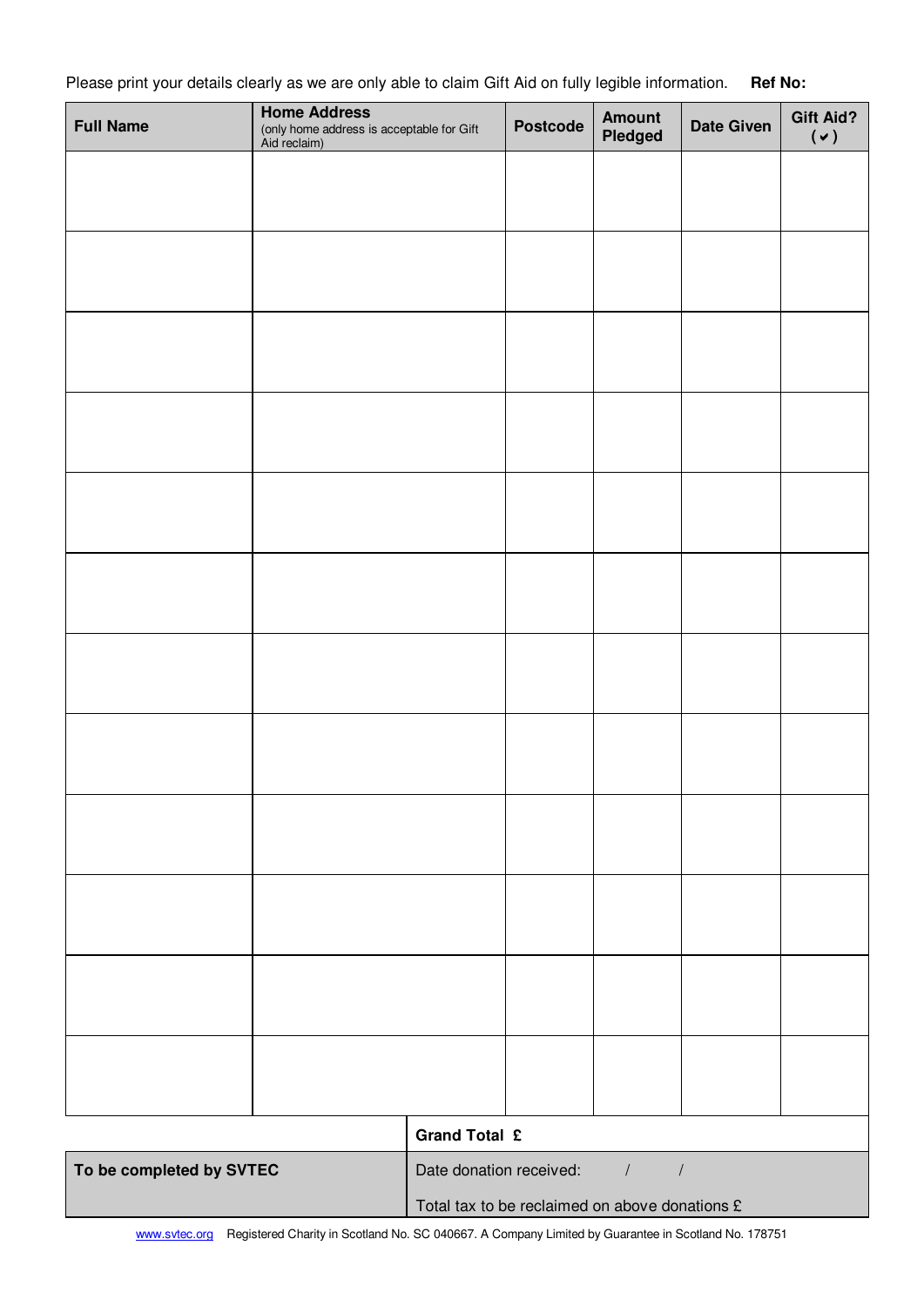Please print your details clearly as we are only able to claim Gift Aid on fully legible information. **Ref No:**

| **Full Name** | **Home Address** (only home address is acceptable for Gift Aid reclaim) | **Postcode** | **Amount Pledged** | **Date Given** | **Gift Aid? (✔)** |
|---|---|---|---|---|---|
| | | | | | |
| | | | | | |
| | | | | | |
| | | | | | |
| | | | | | |
| | | | | | |
| | | | | | |
| | | | | | |
| | | | | | |
| | | | | | |
| | | | | | |
| | | | | | |

| | |
|---|---|
| | **Grand Total £** |
| **To be completed by SVTEC** | Date donation received: / / |
| | Total tax to be reclaimed on above donations £ |

www.svtec.org Registered Charity in Scotland No. SC 040667. A Company Limited by Guarantee in Scotland No. 178751